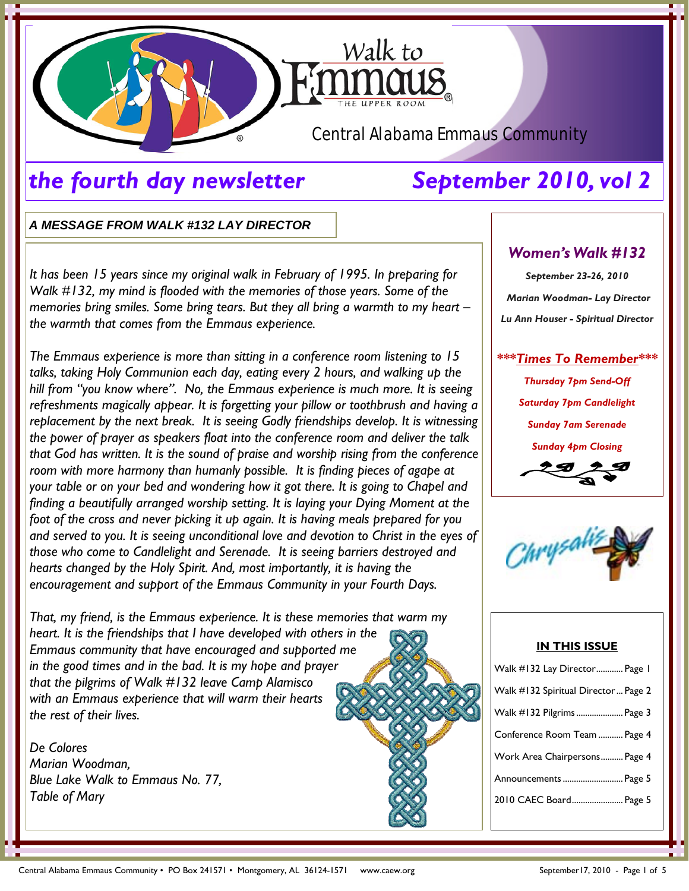# Walk to Emmaus

THE UPPER ROOM

Central Alabama Emmaus Community

## *the fourth day newsletter* *September 2010, vol 2*

### *A MESSAGE FROM WALK #132 LAY DIRECTOR*

*It has been 15 years since my original walk in February of 1995. In preparing for Walk #132, my mind is flooded with the memories of those years. Some of the memories bring smiles. Some bring tears. But they all bring a warmth to my heart – the warmth that comes from the Emmaus experience.*

*The Emmaus experience is more than sitting in a conference room listening to 15 talks, taking Holy Communion each day, eating every 2 hours, and walking up the hill from "you know where". No, the Emmaus experience is much more. It is seeing refreshments magically appear. It is forgetting your pillow or toothbrush and having a replacement by the next break. It is seeing Godly friendships develop. It is witnessing the power of prayer as speakers float into the conference room and deliver the talk that God has written. It is the sound of praise and worship rising from the conference room with more harmony than humanly possible. It is finding pieces of agape at your table or on your bed and wondering how it got there. It is going to Chapel and finding a beautifully arranged worship setting. It is laying your Dying Moment at the foot of the cross and never picking it up again. It is having meals prepared for you and served to you. It is seeing unconditional love and devotion to Christ in the eyes of those who come to Candlelight and Serenade. It is seeing barriers destroyed and hearts changed by the Holy Spirit. And, most importantly, it is having the encouragement and support of the Emmaus Community in your Fourth Days.*

*That, my friend, is the Emmaus experience. It is these memories that warm my heart. It is the friendships that I have developed with others in the Emmaus community that have encouraged and supported me in the good times and in the bad. It is my hope and prayer that the pilgrims of Walk #132 leave Camp Alamisco with an Emmaus experience that will warm their hearts the rest of their lives.*

*De Colores*
*Marian Woodman,*
*Blue Lake Walk to Emmaus No. 77,*
*Table of Mary*

### *Women's Walk #132*

***September 23-26, 2010***

***Marian Woodman- Lay Director***

***Lu Ann Houser - Spiritual Director***

***\*\*\*Times To Remember\*\*\****

***Thursday 7pm Send-Off***

***Saturday 7pm Candlelight***

***Sunday 7am Serenade***

***Sunday 4pm Closing***

Chrysalis

### IN THIS ISSUE

| Section | Page |
|---|---|
| Walk #132 Lay Director | Page 1 |
| Walk #132 Spiritual Director | Page 2 |
| Walk #132 Pilgrims | Page 3 |
| Conference Room Team | Page 4 |
| Work Area Chairpersons | Page 4 |
| Announcements | Page 5 |
| 2010 CAEC Board | Page 5 |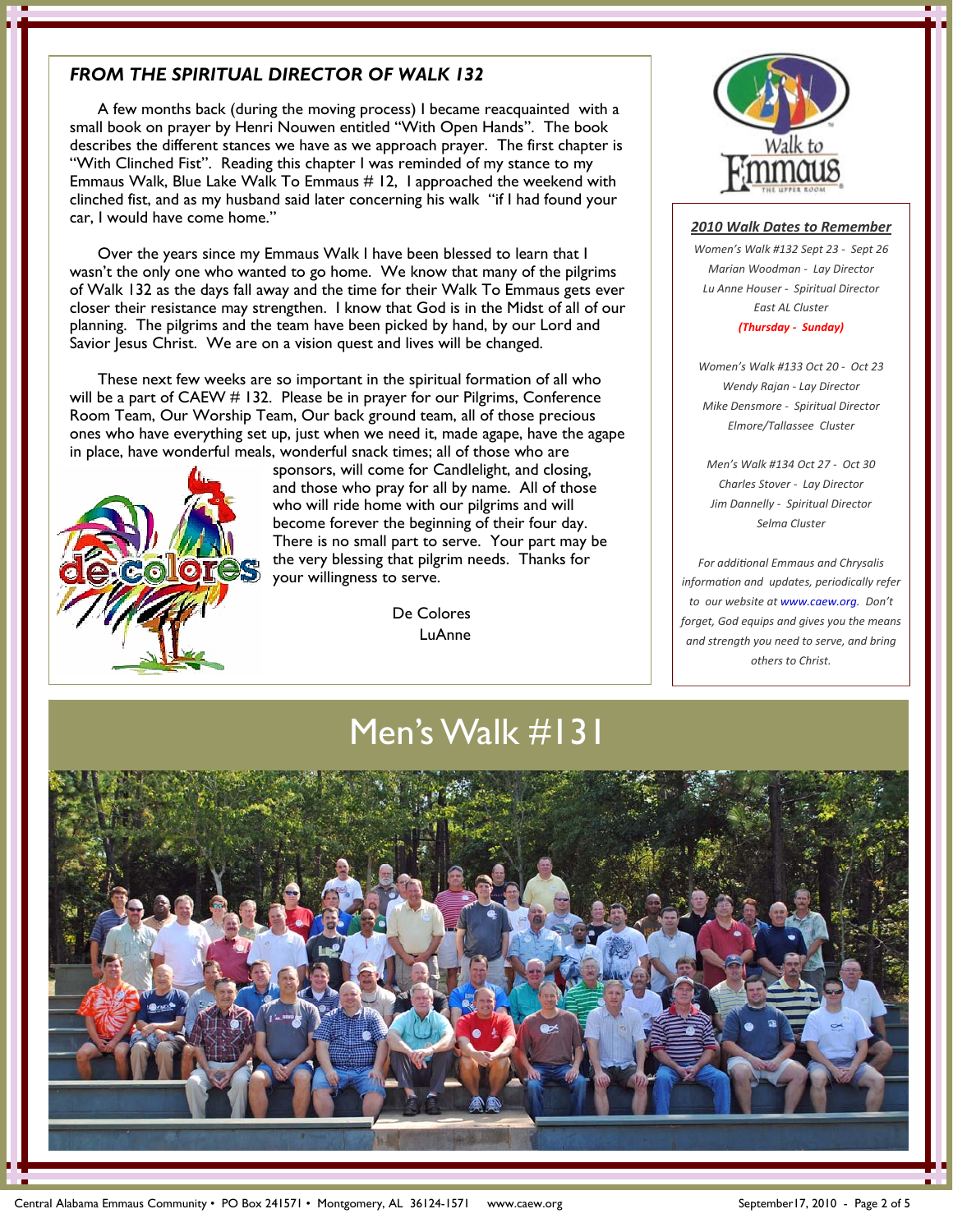## *FROM THE SPIRITUAL DIRECTOR OF WALK 132*

A few months back (during the moving process) I became reacquainted with a small book on prayer by Henri Nouwen entitled "With Open Hands". The book describes the different stances we have as we approach prayer. The first chapter is "With Clinched Fist". Reading this chapter I was reminded of my stance to my Emmaus Walk, Blue Lake Walk To Emmaus # 12, I approached the weekend with clinched fist, and as my husband said later concerning his walk "if I had found your car, I would have come home."

Over the years since my Emmaus Walk I have been blessed to learn that I wasn't the only one who wanted to go home. We know that many of the pilgrims of Walk 132 as the days fall away and the time for their Walk To Emmaus gets ever closer their resistance may strengthen. I know that God is in the Midst of all of our planning. The pilgrims and the team have been picked by hand, by our Lord and Savior Jesus Christ. We are on a vision quest and lives will be changed.

These next few weeks are so important in the spiritual formation of all who will be a part of CAEW # 132. Please be in prayer for our Pilgrims, Conference Room Team, Our Worship Team, Our back ground team, all of those precious ones who have everything set up, just when we need it, made agape, have the agape in place, have wonderful meals, wonderful snack times; all of those who are sponsors, will come for Candlelight, and closing, and those who pray for all by name. All of those who will ride home with our pilgrims and will become forever the beginning of their four day. There is no small part to serve. Your part may be the very blessing that pilgrim needs. Thanks for your willingness to serve.

De Colores
LuAnne

### *2010 Walk Dates to Remember*

*Women's Walk #132 Sept 23 - Sept 26*
*Marian Woodman - Lay Director*
*Lu Anne Houser - Spiritual Director*
*East AL Cluster*
***(Thursday - Sunday)***

*Women's Walk #133 Oct 20 - Oct 23*
*Wendy Rajan - Lay Director*
*Mike Densmore - Spiritual Director*
*Elmore/Tallassee Cluster*

*Men's Walk #134 Oct 27 - Oct 30*
*Charles Stover - Lay Director*
*Jim Dannelly - Spiritual Director*
*Selma Cluster*

*For additional Emmaus and Chrysalis information and updates, periodically refer to our website at www.caew.org. Don't forget, God equips and gives you the means and strength you need to serve, and bring others to Christ.*

# Men's Walk #131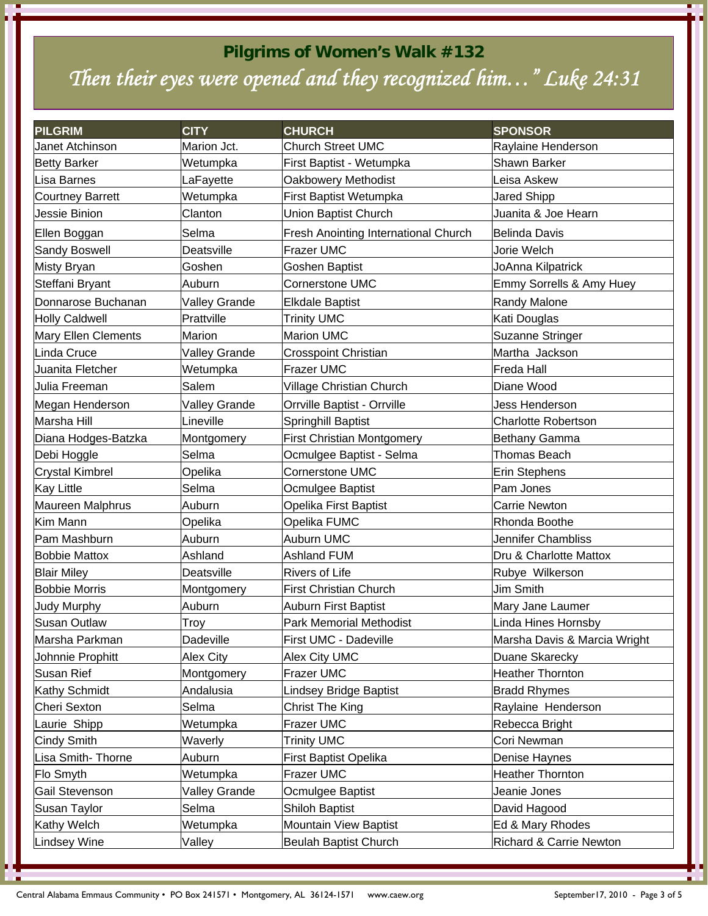## Pilgrims of Women's Walk #132

*Then their eyes were opened and they recognized him…" Luke 24:31*

| PILGRIM | CITY | CHURCH | SPONSOR |
|---|---|---|---|
| Janet Atchinson | Marion Jct. | Church Street UMC | Raylaine Henderson |
| Betty Barker | Wetumpka | First Baptist - Wetumpka | Shawn Barker |
| Lisa Barnes | LaFayette | Oakbowery Methodist | Leisa Askew |
| Courtney Barrett | Wetumpka | First Baptist Wetumpka | Jared Shipp |
| Jessie Binion | Clanton | Union Baptist Church | Juanita & Joe Hearn |
| Ellen Boggan | Selma | Fresh Anointing International Church | Belinda Davis |
| Sandy Boswell | Deatsville | Frazer UMC | Jorie Welch |
| Misty Bryan | Goshen | Goshen Baptist | JoAnna Kilpatrick |
| Steffani Bryant | Auburn | Cornerstone UMC | Emmy Sorrells & Amy Huey |
| Donnarose Buchanan | Valley Grande | Elkdale Baptist | Randy Malone |
| Holly Caldwell | Prattville | Trinity UMC | Kati Douglas |
| Mary Ellen Clements | Marion | Marion UMC | Suzanne Stringer |
| Linda Cruce | Valley Grande | Crosspoint Christian | Martha Jackson |
| Juanita Fletcher | Wetumpka | Frazer UMC | Freda Hall |
| Julia Freeman | Salem | Village Christian Church | Diane Wood |
| Megan Henderson | Valley Grande | Orrville Baptist - Orrville | Jess Henderson |
| Marsha Hill | Lineville | Springhill Baptist | Charlotte Robertson |
| Diana Hodges-Batzka | Montgomery | First Christian Montgomery | Bethany Gamma |
| Debi Hoggle | Selma | Ocmulgee Baptist - Selma | Thomas Beach |
| Crystal Kimbrel | Opelika | Cornerstone UMC | Erin Stephens |
| Kay Little | Selma | Ocmulgee Baptist | Pam Jones |
| Maureen Malphrus | Auburn | Opelika First Baptist | Carrie Newton |
| Kim Mann | Opelika | Opelika FUMC | Rhonda Boothe |
| Pam Mashburn | Auburn | Auburn UMC | Jennifer Chambliss |
| Bobbie Mattox | Ashland | Ashland FUM | Dru & Charlotte Mattox |
| Blair Miley | Deatsville | Rivers of Life | Rubye Wilkerson |
| Bobbie Morris | Montgomery | First Christian Church | Jim Smith |
| Judy Murphy | Auburn | Auburn First Baptist | Mary Jane Laumer |
| Susan Outlaw | Troy | Park Memorial Methodist | Linda Hines Hornsby |
| Marsha Parkman | Dadeville | First UMC - Dadeville | Marsha Davis & Marcia Wright |
| Johnnie Prophitt | Alex City | Alex City UMC | Duane Skarecky |
| Susan Rief | Montgomery | Frazer UMC | Heather Thornton |
| Kathy Schmidt | Andalusia | Lindsey Bridge Baptist | Bradd Rhymes |
| Cheri Sexton | Selma | Christ The King | Raylaine Henderson |
| Laurie Shipp | Wetumpka | Frazer UMC | Rebecca Bright |
| Cindy Smith | Waverly | Trinity UMC | Cori Newman |
| Lisa Smith- Thorne | Auburn | First Baptist Opelika | Denise Haynes |
| Flo Smyth | Wetumpka | Frazer UMC | Heather Thornton |
| Gail Stevenson | Valley Grande | Ocmulgee Baptist | Jeanie Jones |
| Susan Taylor | Selma | Shiloh Baptist | David Hagood |
| Kathy Welch | Wetumpka | Mountain View Baptist | Ed & Mary Rhodes |
| Lindsey Wine | Valley | Beulah Baptist Church | Richard & Carrie Newton |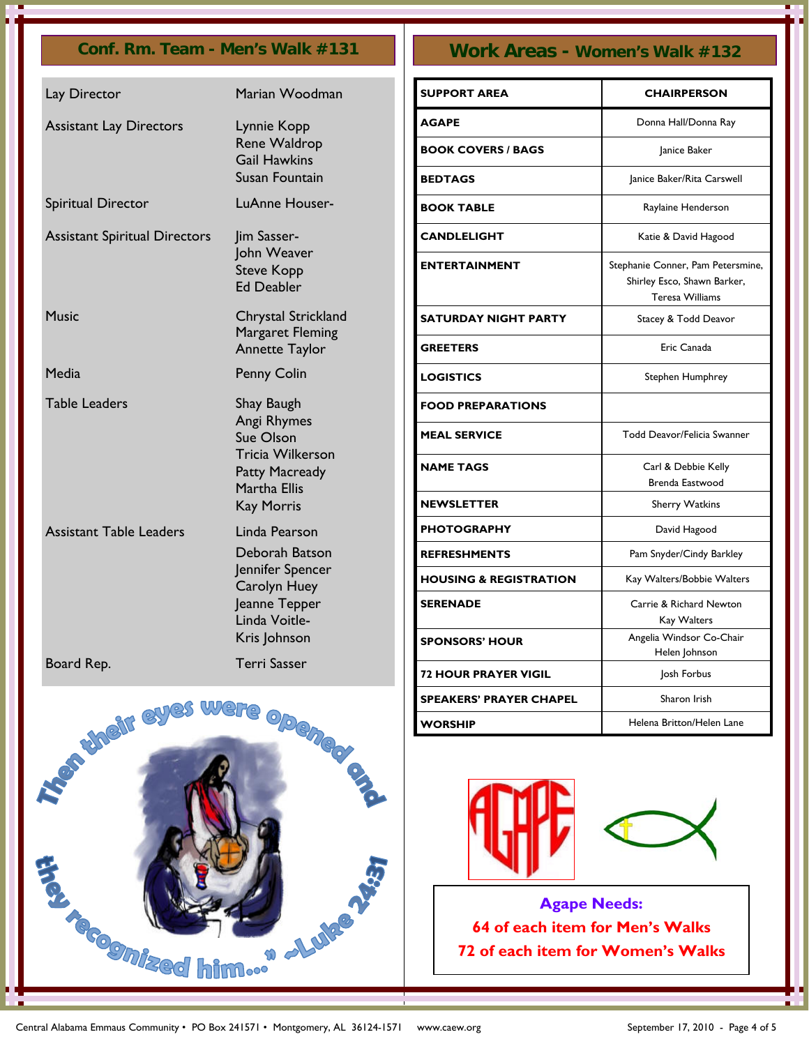## Conf. Rm. Team - Men's Walk #131

| | |
|---|---|
| Lay Director | Marian Woodman |
| Assistant Lay Directors | Lynnie Kopp<br>Rene Waldrop<br>Gail Hawkins<br>Susan Fountain |
| Spiritual Director | LuAnne Houser- |
| Assistant Spiritual Directors | Jim Sasser-<br>John Weaver<br>Steve Kopp<br>Ed Deabler |
| Music | Chrystal Strickland<br>Margaret Fleming<br>Annette Taylor |
| Media | Penny Colin |
| Table Leaders | Shay Baugh<br>Angi Rhymes<br>Sue Olson<br>Tricia Wilkerson<br>Patty Macready<br>Martha Ellis<br>Kay Morris |
| Assistant Table Leaders | Linda Pearson<br>Deborah Batson<br>Jennifer Spencer<br>Carolyn Huey<br>Jeanne Tepper<br>Linda Voitle-<br>Kris Johnson |
| Board Rep. | Terri Sasser |

"Then their eyes were opened and they recognized him..." ~Luke 24:31

## Work Areas - Women's Walk #132

| SUPPORT AREA | CHAIRPERSON |
|---|---|
| AGAPE | Donna Hall/Donna Ray |
| BOOK COVERS / BAGS | Janice Baker |
| BEDTAGS | Janice Baker/Rita Carswell |
| BOOK TABLE | Raylaine Henderson |
| CANDLELIGHT | Katie & David Hagood |
| ENTERTAINMENT | Stephanie Conner, Pam Petersmine, Shirley Esco, Shawn Barker, Teresa Williams |
| SATURDAY NIGHT PARTY | Stacey & Todd Deavor |
| GREETERS | Eric Canada |
| LOGISTICS | Stephen Humphrey |
| FOOD PREPARATIONS | |
| MEAL SERVICE | Todd Deavor/Felicia Swanner |
| NAME TAGS | Carl & Debbie Kelly<br>Brenda Eastwood |
| NEWSLETTER | Sherry Watkins |
| PHOTOGRAPHY | David Hagood |
| REFRESHMENTS | Pam Snyder/Cindy Barkley |
| HOUSING & REGISTRATION | Kay Walters/Bobbie Walters |
| SERENADE | Carrie & Richard Newton<br>Kay Walters |
| SPONSORS' HOUR | Angelia Windsor Co-Chair<br>Helen Johnson |
| 72 HOUR PRAYER VIGIL | Josh Forbus |
| SPEAKERS' PRAYER CHAPEL | Sharon Irish |
| WORSHIP | Helena Britton/Helen Lane |

AGAPE

**Agape Needs:**
**64 of each item for Men's Walks**
**72 of each item for Women's Walks**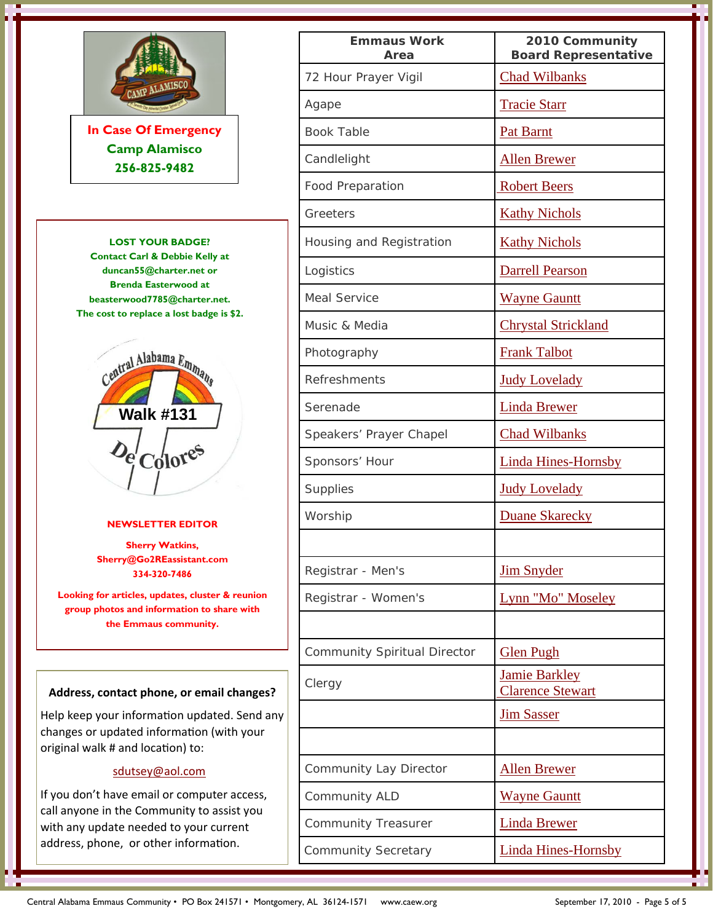**In Case Of Emergency**
**Camp Alamisco**
**256-825-9482**

**LOST YOUR BADGE?**
**Contact Carl & Debbie Kelly at duncan55@charter.net or Brenda Easterwood at beasterwood7785@charter.net.**
**The cost to replace a lost badge is $2.**

**NEWSLETTER EDITOR**

**Sherry Watkins,**
**Sherry@Go2REassistant.com**
**334-320-7486**

**Looking for articles, updates, cluster & reunion group photos and information to share with the Emmaus community.**

**Address, contact phone, or email changes?**

Help keep your information updated. Send any changes or updated information (with your original walk # and location) to:

sdutsey@aol.com

If you don't have email or computer access, call anyone in the Community to assist you with any update needed to your current address, phone, or other information.

| Emmaus Work Area | 2010 Community Board Representative |
|---|---|
| 72 Hour Prayer Vigil | Chad Wilbanks |
| Agape | Tracie Starr |
| Book Table | Pat Barnt |
| Candlelight | Allen Brewer |
| Food Preparation | Robert Beers |
| Greeters | Kathy Nichols |
| Housing and Registration | Kathy Nichols |
| Logistics | Darrell Pearson |
| Meal Service | Wayne Gauntt |
| Music & Media | Chrystal Strickland |
| Photography | Frank Talbot |
| Refreshments | Judy Lovelady |
| Serenade | Linda Brewer |
| Speakers' Prayer Chapel | Chad Wilbanks |
| Sponsors' Hour | Linda Hines-Hornsby |
| Supplies | Judy Lovelady |
| Worship | Duane Skarecky |
| | |
| Registrar - Men's | Jim Snyder |
| Registrar - Women's | Lynn "Mo" Moseley |
| | |
| Community Spiritual Director | Glen Pugh |
| Clergy | Jamie Barkley<br>Clarence Stewart |
| | Jim Sasser |
| | |
| Community Lay Director | Allen Brewer |
| Community ALD | Wayne Gauntt |
| Community Treasurer | Linda Brewer |
| Community Secretary | Linda Hines-Hornsby |